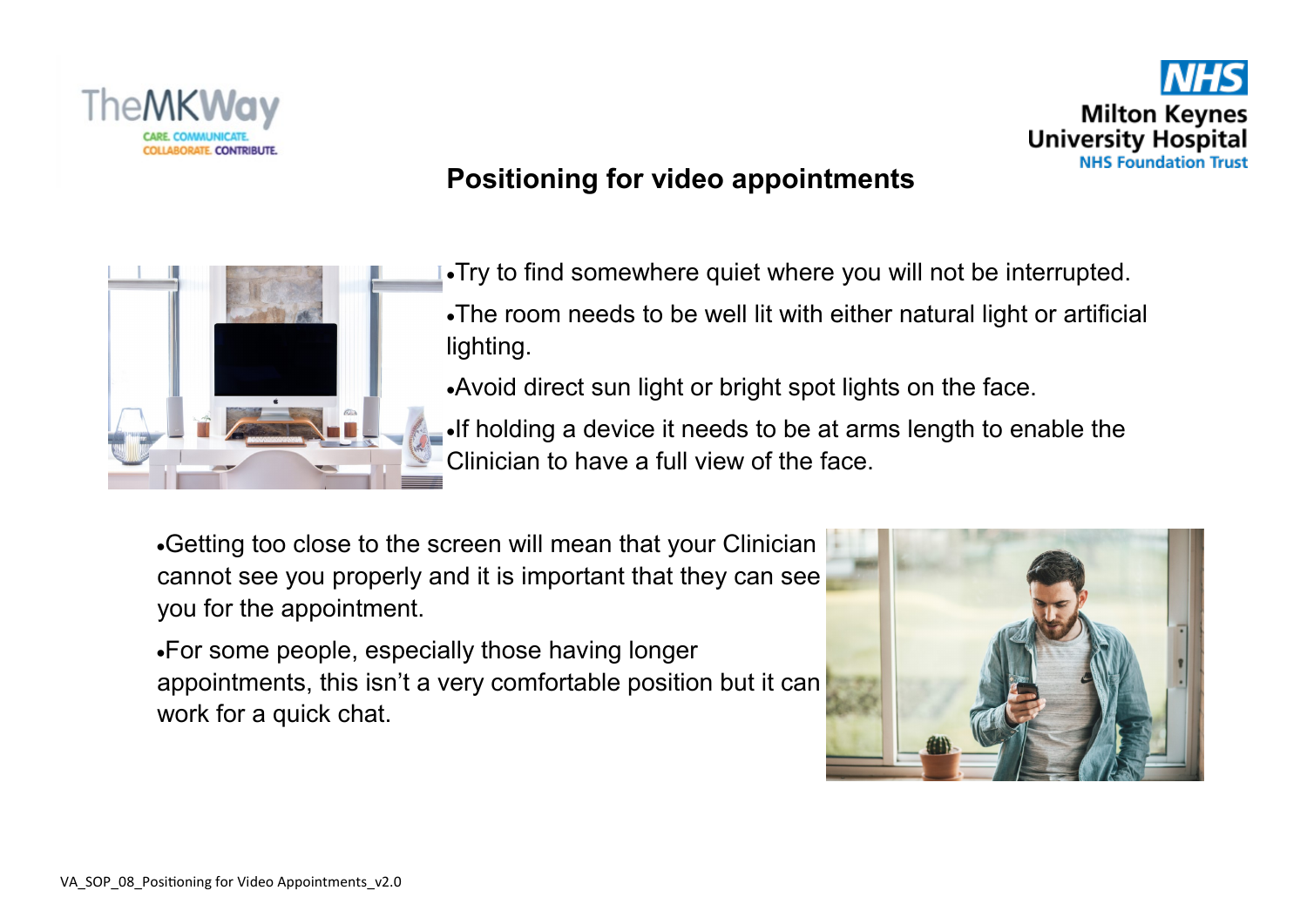# Positioning for video appointments

- Try to find somewhere quiet where you will not be interrupted.
- The room needs to be well lit with either natural light or artificial lighting.
- Avoid direct sun light or bright spot lights on the face.
- If holding a device it needs to be at arms length to enable the Clinician to have a full view of the face.

- Getting too close to the screen will mean that your Clinician cannot see you properly and it is important that they can see you for the appointment.
- For some people, especially those having longer appointments, this isn't a very comfortable position but it can work for a quick chat.

VA_SOP_08_Positioning for Video Appointments_v2.0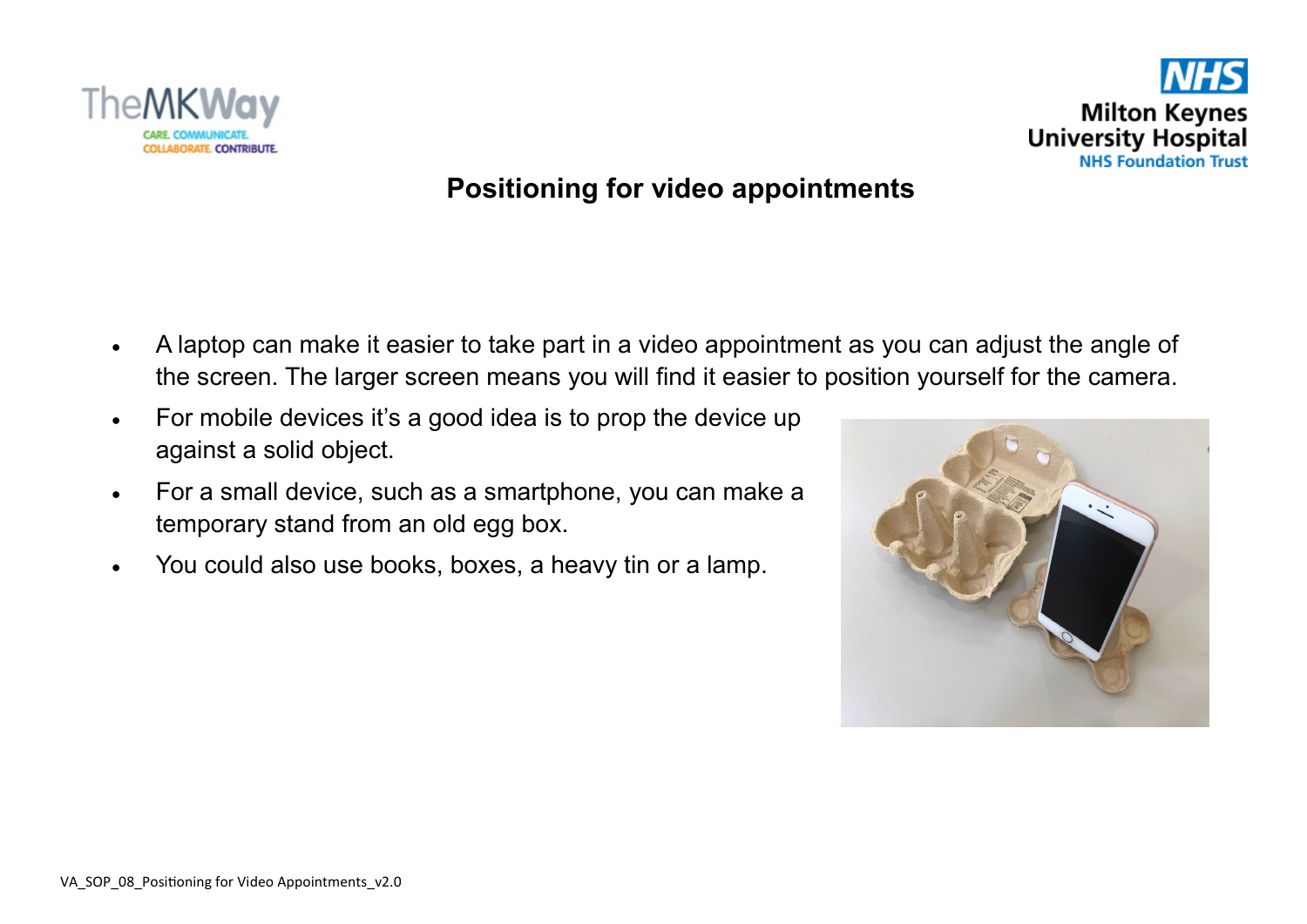# Positioning for video appointments

- A laptop can make it easier to take part in a video appointment as you can adjust the angle of the screen. The larger screen means you will find it easier to position yourself for the camera.
- For mobile devices it's a good idea is to prop the device up against a solid object.
- For a small device, such as a smartphone, you can make a temporary stand from an old egg box.
- You could also use books, boxes, a heavy tin or a lamp.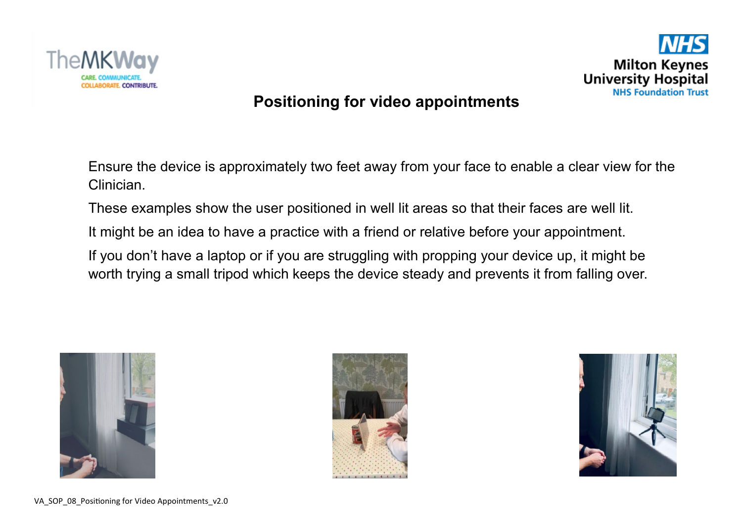# Positioning for video appointments

Ensure the device is approximately two feet away from your face to enable a clear view for the Clinician.

These examples show the user positioned in well lit areas so that their faces are well lit.

It might be an idea to have a practice with a friend or relative before your appointment.

If you don't have a laptop or if you are struggling with propping your device up, it might be worth trying a small tripod which keeps the device steady and prevents it from falling over.

VA_SOP_08_Positioning for Video Appointments_v2.0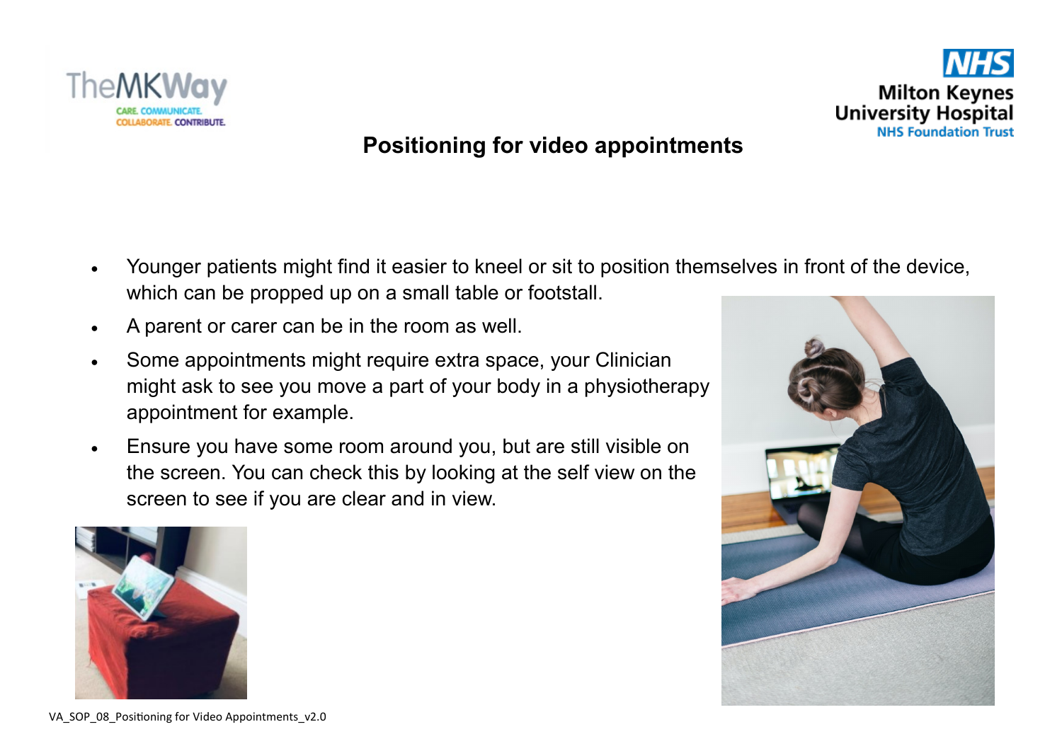# Positioning for video appointments

- Younger patients might find it easier to kneel or sit to position themselves in front of the device, which can be propped up on a small table or footstall.
- A parent or carer can be in the room as well.
- Some appointments might require extra space, your Clinician might ask to see you move a part of your body in a physiotherapy appointment for example.
- Ensure you have some room around you, but are still visible on the screen. You can check this by looking at the self view on the screen to see if you are clear and in view.

VA_SOP_08_Positioning for Video Appointments_v2.0